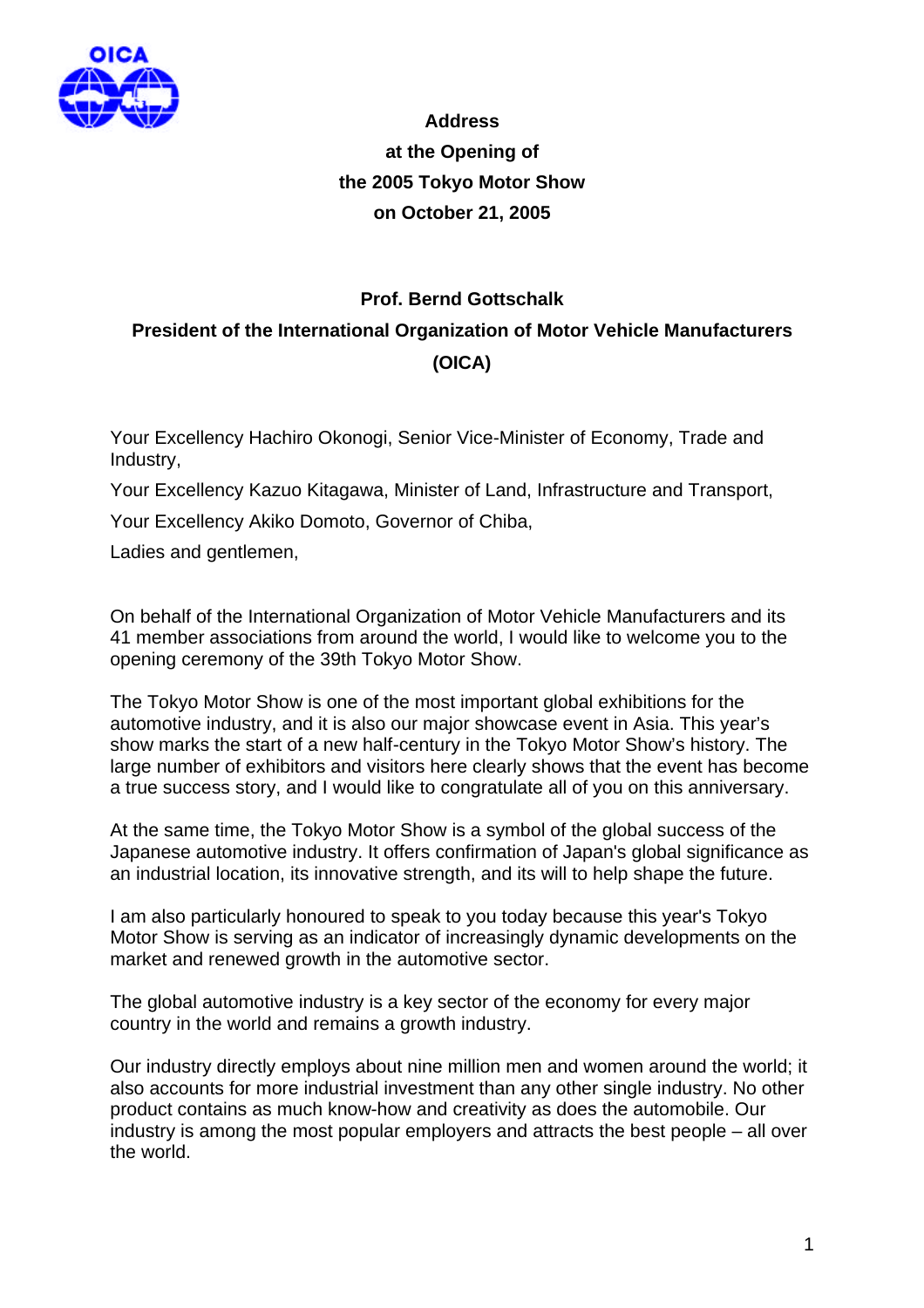# Address at the Opening of the 2005 Tokyo Motor Show on October 21, 2005

**Prof. Bernd Gottschalk**

**President of the International Organization of Motor Vehicle Manufacturers (OICA)**

Your Excellency Hachiro Okonogi, Senior Vice-Minister of Economy, Trade and Industry,

Your Excellency Kazuo Kitagawa, Minister of Land, Infrastructure and Transport,

Your Excellency Akiko Domoto, Governor of Chiba,

Ladies and gentlemen,

On behalf of the International Organization of Motor Vehicle Manufacturers and its 41 member associations from around the world, I would like to welcome you to the opening ceremony of the 39th Tokyo Motor Show.

The Tokyo Motor Show is one of the most important global exhibitions for the automotive industry, and it is also our major showcase event in Asia. This year's show marks the start of a new half-century in the Tokyo Motor Show's history. The large number of exhibitors and visitors here clearly shows that the event has become a true success story, and I would like to congratulate all of you on this anniversary.

At the same time, the Tokyo Motor Show is a symbol of the global success of the Japanese automotive industry. It offers confirmation of Japan's global significance as an industrial location, its innovative strength, and its will to help shape the future.

I am also particularly honoured to speak to you today because this year's Tokyo Motor Show is serving as an indicator of increasingly dynamic developments on the market and renewed growth in the automotive sector.

The global automotive industry is a key sector of the economy for every major country in the world and remains a growth industry.

Our industry directly employs about nine million men and women around the world; it also accounts for more industrial investment than any other single industry. No other product contains as much know-how and creativity as does the automobile. Our industry is among the most popular employers and attracts the best people – all over the world.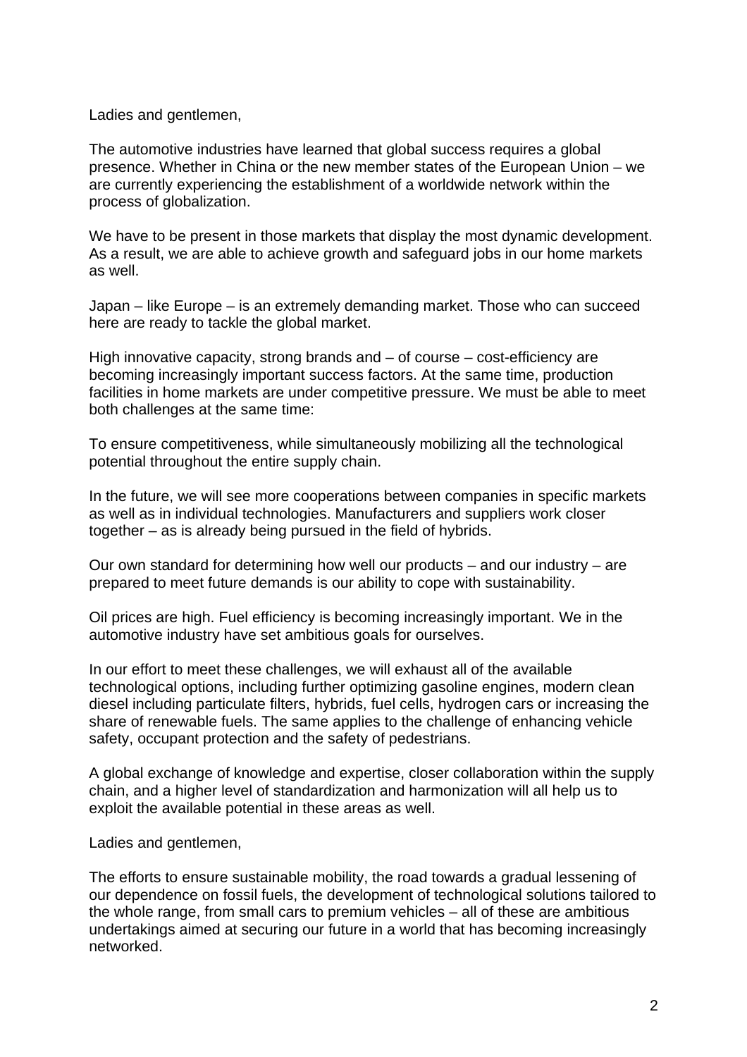Ladies and gentlemen,

The automotive industries have learned that global success requires a global presence. Whether in China or the new member states of the European Union – we are currently experiencing the establishment of a worldwide network within the process of globalization.

We have to be present in those markets that display the most dynamic development. As a result, we are able to achieve growth and safeguard jobs in our home markets as well.

Japan – like Europe – is an extremely demanding market. Those who can succeed here are ready to tackle the global market.

High innovative capacity, strong brands and – of course – cost-efficiency are becoming increasingly important success factors. At the same time, production facilities in home markets are under competitive pressure. We must be able to meet both challenges at the same time:

To ensure competitiveness, while simultaneously mobilizing all the technological potential throughout the entire supply chain.

In the future, we will see more cooperations between companies in specific markets as well as in individual technologies. Manufacturers and suppliers work closer together – as is already being pursued in the field of hybrids.

Our own standard for determining how well our products – and our industry – are prepared to meet future demands is our ability to cope with sustainability.

Oil prices are high. Fuel efficiency is becoming increasingly important. We in the automotive industry have set ambitious goals for ourselves.

In our effort to meet these challenges, we will exhaust all of the available technological options, including further optimizing gasoline engines, modern clean diesel including particulate filters, hybrids, fuel cells, hydrogen cars or increasing the share of renewable fuels. The same applies to the challenge of enhancing vehicle safety, occupant protection and the safety of pedestrians.

A global exchange of knowledge and expertise, closer collaboration within the supply chain, and a higher level of standardization and harmonization will all help us to exploit the available potential in these areas as well.

Ladies and gentlemen,

The efforts to ensure sustainable mobility, the road towards a gradual lessening of our dependence on fossil fuels, the development of technological solutions tailored to the whole range, from small cars to premium vehicles – all of these are ambitious undertakings aimed at securing our future in a world that has becoming increasingly networked.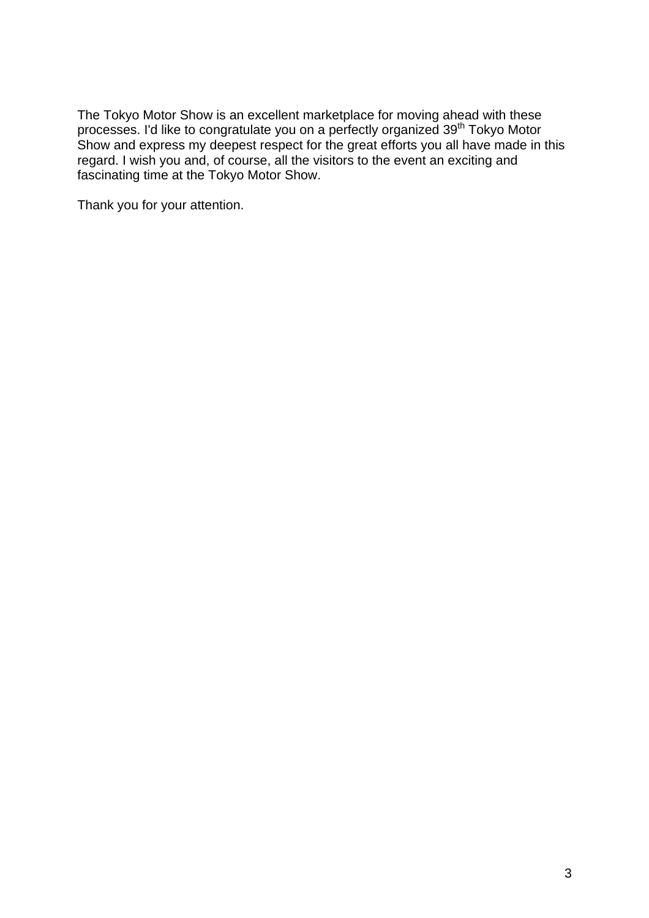The Tokyo Motor Show is an excellent marketplace for moving ahead with these processes. I'd like to congratulate you on a perfectly organized 39th Tokyo Motor Show and express my deepest respect for the great efforts you all have made in this regard. I wish you and, of course, all the visitors to the event an exciting and fascinating time at the Tokyo Motor Show.

Thank you for your attention.